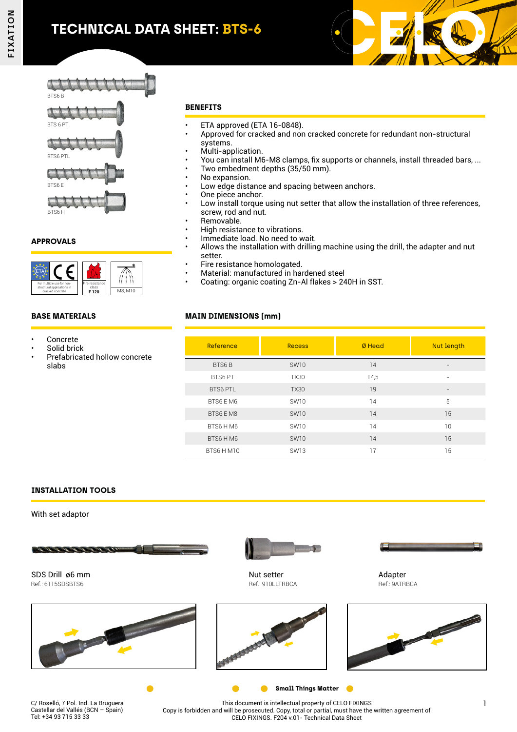# TECHNICAL DATA SHEET: BTS-6

BTS6 B

BTS 6 PT

BTS6 PTL

BTS6 E

BTS6 H

## APPROVALS

For multiple use for non-structural applications in cracked concrete

Fire resistance class F 120

M8, M10

## BASE MATERIALS

- Concrete
- Solid brick
- Prefabricated hollow concrete slabs

## BENEFITS

- ETA approved (ETA 16-0848).
- Approved for cracked and non cracked concrete for redundant non-structural systems.
- Multi-application.
- You can install M6-M8 clamps, fix supports or channels, install threaded bars, ...
- Two embedment depths (35/50 mm).
- No expansion.
- Low edge distance and spacing between anchors.
- One piece anchor.
- Low install torque using nut setter that allow the installation of three references, screw, rod and nut.
- Removable.
- High resistance to vibrations.
- Immediate load. No need to wait.
- Allows the installation with drilling machine using the drill, the adapter and nut setter.
- Fire resistance homologated.
- Material: manufactured in hardened steel
- Coating: organic coating Zn-Al flakes > 240H in SST.

## MAIN DIMENSIONS [mm]

| Reference | Recess | Ø Head | Nut length |
|---|---|---|---|
| BTS6 B | SW10 | 14 | - |
| BTS6 PT | TX30 | 14,5 | - |
| BTS6 PTL | TX30 | 19 | - |
| BTS6 E M6 | SW10 | 14 | 5 |
| BTS6 E M8 | SW10 | 14 | 15 |
| BTS6 H M6 | SW10 | 14 | 10 |
| BTS6 H M6 | SW10 | 14 | 15 |
| BTS6 H M10 | SW13 | 17 | 15 |

## INSTALLATION TOOLS

With set adaptor

SDS Drill ø6 mm
Ref.: 6115SDSBTS6

Nut setter
Ref.: 910LLTRBCA

Adapter
Ref.: 9ATRBCA

**Small Things Matter**

C/ Roselló, 7 Pol. Ind. La Bruguera
Castellar del Vallés (BCN – Spain)
Tel: +34 93 715 33 33

This document is intellectual property of CELO FIXINGS
Copy is forbidden and will be prosecuted. Copy, total or partial, must have the written agreement of CELO FIXINGS. F204 v.01- Technical Data Sheet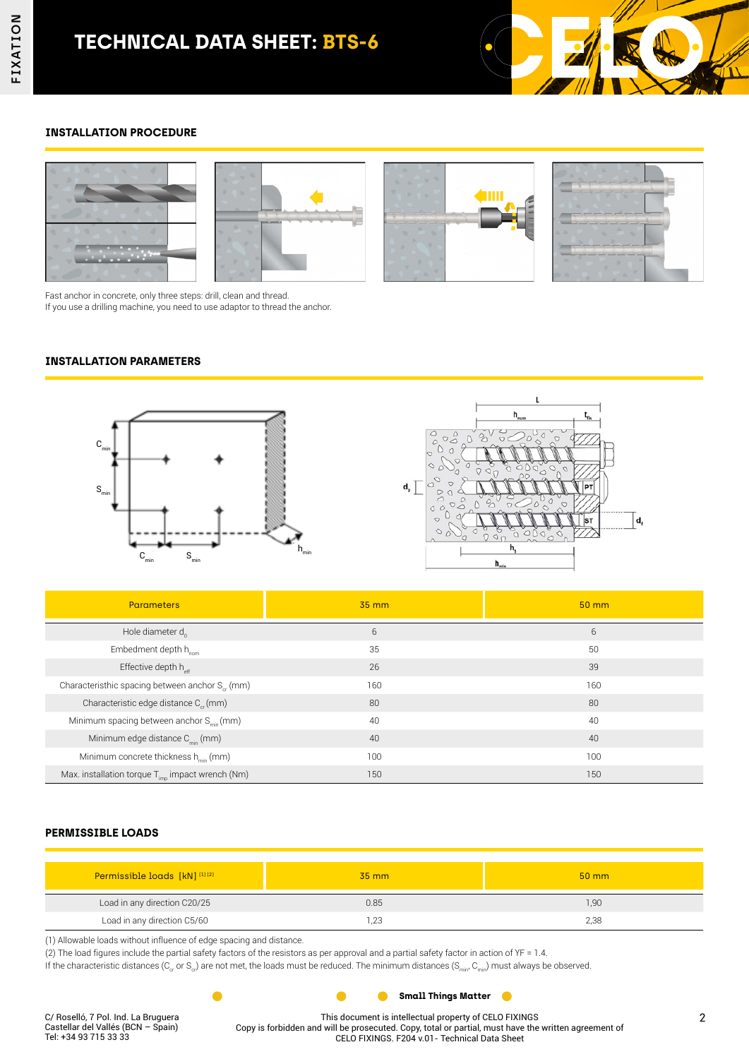# TECHNICAL DATA SHEET: BTS-6

## INSTALLATION PROCEDURE

Fast anchor in concrete, only three steps: drill, clean and thread.
If you use a drilling machine, you need to use adaptor to thread the anchor.

## INSTALLATION PARAMETERS

| Parameters | 35 mm | 50 mm |
|---|---|---|
| Hole diameter $d_0$ | 6 | 6 |
| Embedment depth $h_{nom}$ | 35 | 50 |
| Effective depth $h_{eff}$ | 26 | 39 |
| Characteristic spacing between anchor $S_{cr}$ (mm) | 160 | 160 |
| Characteristic edge distance $C_{cr}$ (mm) | 80 | 80 |
| Minimum spacing between anchor $S_{min}$ (mm) | 40 | 40 |
| Minimum edge distance $C_{min}$ (mm) | 40 | 40 |
| Minimum concrete thickness $h_{min}$ (mm) | 100 | 100 |
| Max. installation torque $T_{imp}$ impact wrench (Nm) | 150 | 150 |

## PERMISSIBLE LOADS

| Permissible loads [kN] (1) (2) | 35 mm | 50 mm |
|---|---|---|
| Load in any direction C20/25 | 0.85 | 1,90 |
| Load in any direction C5/60 | 1,23 | 2,38 |

(1) Allowable loads without influence of edge spacing and distance.
(2) The load figures include the partial safety factors of the resistors as per approval and a partial safety factor in action of YF = 1.4.
If the characteristic distances ($C_{cr}$ or $S_{cr}$) are not met, the loads must be reduced. The minimum distances ($S_{min}$, $C_{min}$) must always be observed.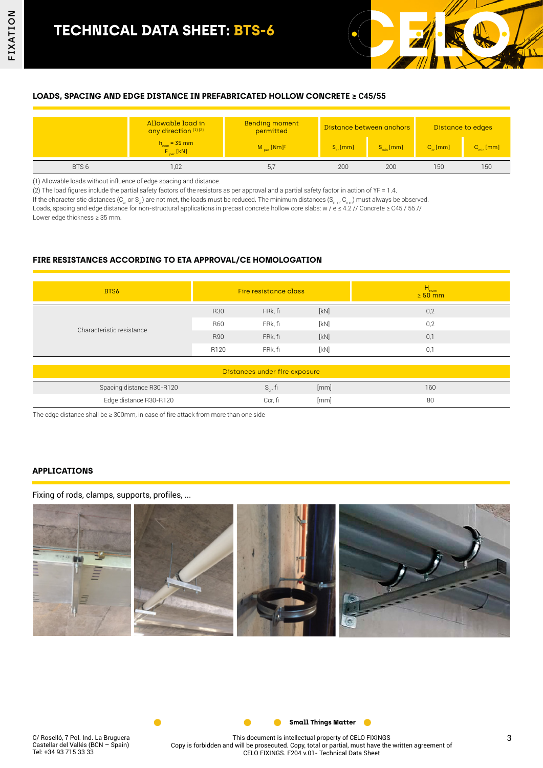# TECHNICAL DATA SHEET: BTS-6

## LOADS, SPACING AND EDGE DISTANCE IN PREFABRICATED HOLLOW CONCRETE ≥ C45/55

| | Allowable load in any direction [1] [2] | Bending moment permitted | Distance between anchors | | Distance to edges | |
|---|---|---|---|---|---|---|
| | $h_{nom}$ = 35 mm $F_{per}$ [kN] | $M_{per}$ [Nm]² | $S_{cr}$ [mm] | $S_{min}$ [mm] | $C_{cr}$ [mm] | $C_{min}$ [mm] |
| BTS 6 | 1,02 | 5,7 | 200 | 200 | 150 | 150 |

(1) Allowable loads without influence of edge spacing and distance.
(2) The load figures include the partial safety factors of the resistors as per approval and a partial safety factor in action of YF = 1.4.
If the characteristic distances ($C_{cr}$ or $S_{cr}$) are not met, the loads must be reduced. The minimum distances ($S_{min}$, $C_{min}$) must always be observed.
Loads, spacing and edge distance for non-structural applications in precast concrete hollow core slabs: w / e ≤ 4.2 // Concrete ≥ C45 / 55 //
Lower edge thickness ≥ 35 mm.

## FIRE RESISTANCES ACCORDING TO ETA APPROVAL/CE HOMOLOGATION

| BTS6 | Fire resistance class | | | $H_{nom}$ ≥ 50 mm |
|---|---|---|---|---|
| Characteristic resistance | R30 | FRk, fi | [kN] | 0,2 |
| | R60 | FRk, fi | [kN] | 0,2 |
| | R90 | FRk, fi | [kN] | 0,1 |
| | R120 | FRk, fi | [kN] | 0,1 |

| Distances under fire exposure | | | |
|---|---|---|---|
| Spacing distance R30-R120 | $S_{cr}$, fi | [mm] | 160 |
| Edge distance R30-R120 | Ccr, fi | [mm] | 80 |

The edge distance shall be ≥ 300mm, in case of fire attack from more than one side

## APPLICATIONS

Fixing of rods, clamps, supports, profiles, ...

Small Things Matter

C/ Roselló, 7 Pol. Ind. La Bruguera
Castellar del Vallés (BCN – Spain)
Tel: +34 93 715 33 33

This document is intellectual property of CELO FIXINGS
Copy is forbidden and will be prosecuted. Copy, total or partial, must have the written agreement of
CELO FIXINGS. F204 v.01- Technical Data Sheet